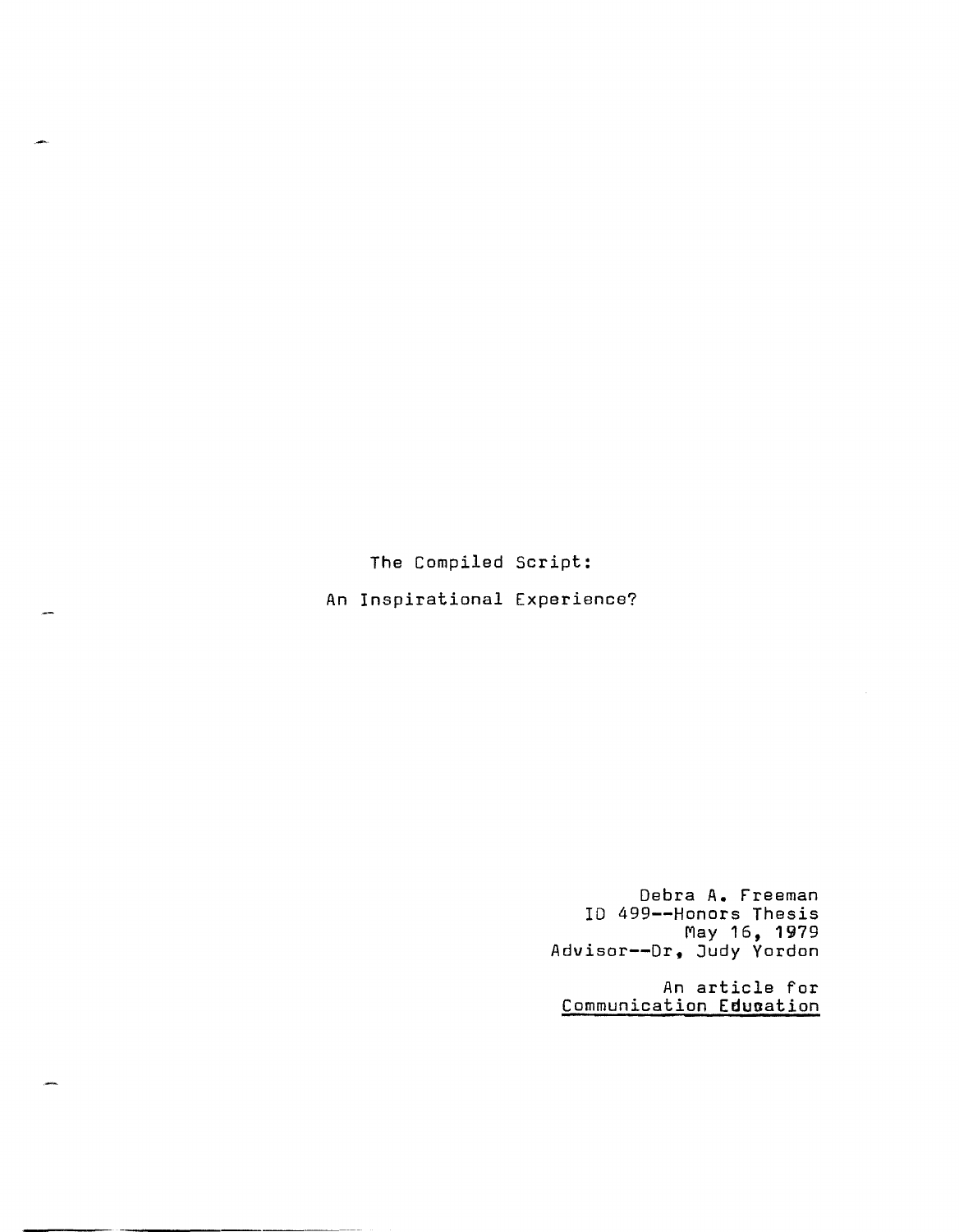# The Compiled Script:

# An Inspirational Experience?

Debra A. Freeman
ID 499--Honors Thesis
May 16, 1979
Advisor--Dr. Judy Yordon

An article for
Communication Education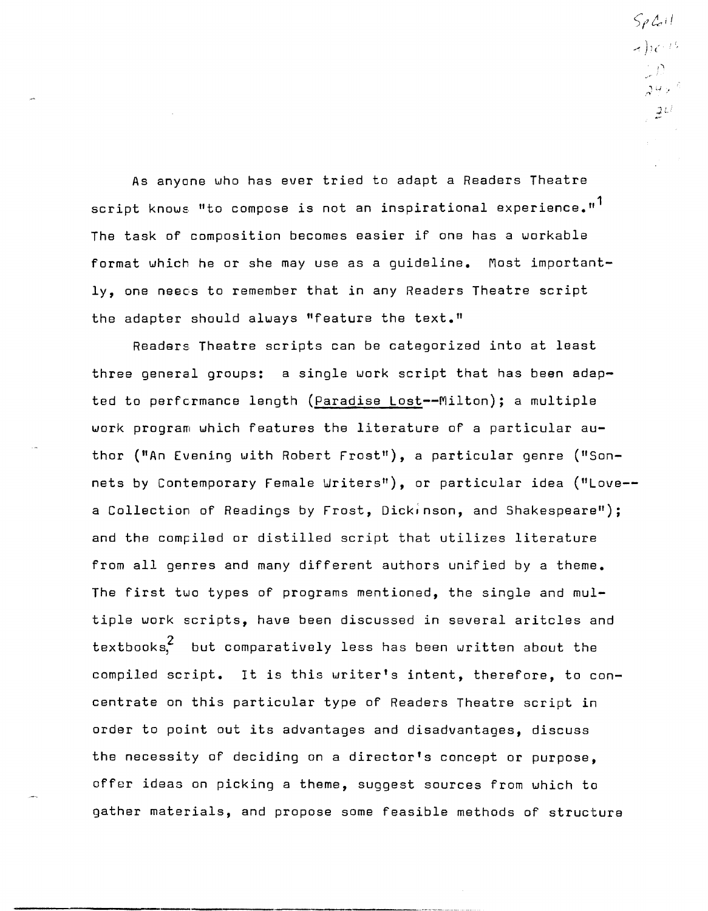As anyone who has ever tried to adapt a Readers Theatre script knows "to compose is not an inspirational experience."[1] The task of composition becomes easier if one has a workable format which he or she may use as a guideline. Most importantly, one neecs to remember that in any Readers Theatre script the adapter should always "feature the text."

Readers Theatre scripts can be categorized into at least three general groups: a single work script that has been adapted to perfcrmance length (<u>Paradise Lost</u>--Milton); a multiple work program which features the literature of a particular author ("An Evening with Robert Frost"), a particular genre ("Sonnets by Contemporary Female Writers"), or particular idea ("Love--a Collection of Readings by Frost, Dickinson, and Shakespeare"); and the compiled or distilled script that utilizes literature from all genres and many different authors unified by a theme. The first two types of programs mentioned, the single and multiple work scripts, have been discussed in several aritcles and textbooks,[2] but comparatively less has been written about the compiled script. It is this writer's intent, therefore, to concentrate on this particular type of Readers Theatre script in order to point out its advantages and disadvantages, discuss the necessity of deciding on a director's concept or purpose, offer ideas on picking a theme, suggest sources from which to gather materials, and propose some feasible methods of structure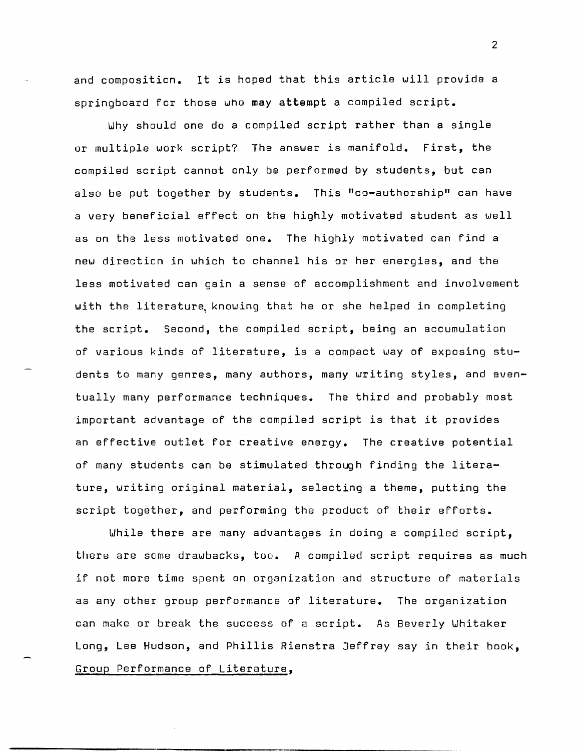and composition. It is hoped that this article will provide a springboard for those who may attempt a compiled script.

Why should one do a compiled script rather than a single or multiple work script? The answer is manifold. First, the compiled script cannot only be performed by students, but can also be put together by students. This "co-authorship" can have a very beneficial effect on the highly motivated student as well as on the less motivated one. The highly motivated can find a new direction in which to channel his or her energies, and the less motivated can gain a sense of accomplishment and involvement with the literature, knowing that he or she helped in completing the script. Second, the compiled script, being an accumulation of various kinds of literature, is a compact way of exposing students to many genres, many authors, many writing styles, and eventually many performance techniques. The third and probably most important advantage of the compiled script is that it provides an effective outlet for creative energy. The creative potential of many students can be stimulated through finding the literature, writing original material, selecting a theme, putting the script together, and performing the product of their efforts.

While there are many advantages in doing a compiled script, there are some drawbacks, too. A compiled script requires as much if not more time spent on organization and structure of materials as any other group performance of literature. The organization can make or break the success of a script. As Beverly Whitaker Long, Lee Hudson, and Phillis Rienstra Jeffrey say in their book, Group Performance of Literature,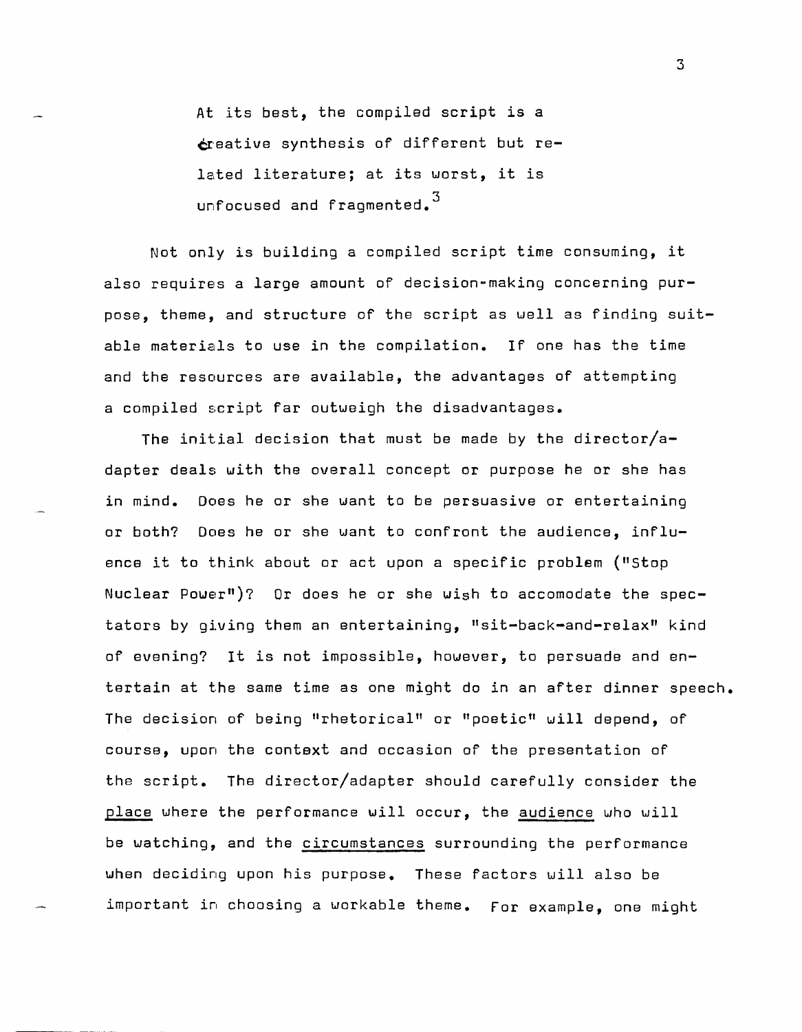> At its best, the compiled script is a creative synthesis of different but related literature; at its worst, it is unfocused and fragmented.[3]

Not only is building a compiled script time consuming, it also requires a large amount of decision-making concerning purpose, theme, and structure of the script as well as finding suitable materials to use in the compilation. If one has the time and the resources are available, the advantages of attempting a compiled script far outweigh the disadvantages.

The initial decision that must be made by the director/adapter deals with the overall concept or purpose he or she has in mind. Does he or she want to be persuasive or entertaining or both? Does he or she want to confront the audience, influence it to think about or act upon a specific problem ("Stop Nuclear Power")? Or does he or she wish to accomodate the spectators by giving them an entertaining, "sit-back-and-relax" kind of evening? It is not impossible, however, to persuade and entertain at the same time as one might do in an after dinner speech. The decision of being "rhetorical" or "poetic" will depend, of course, upon the context and occasion of the presentation of the script. The director/adapter should carefully consider the <u>place</u> where the performance will occur, the <u>audience</u> who will be watching, and the <u>circumstances</u> surrounding the performance when deciding upon his purpose. These factors will also be important in choosing a workable theme. For example, one might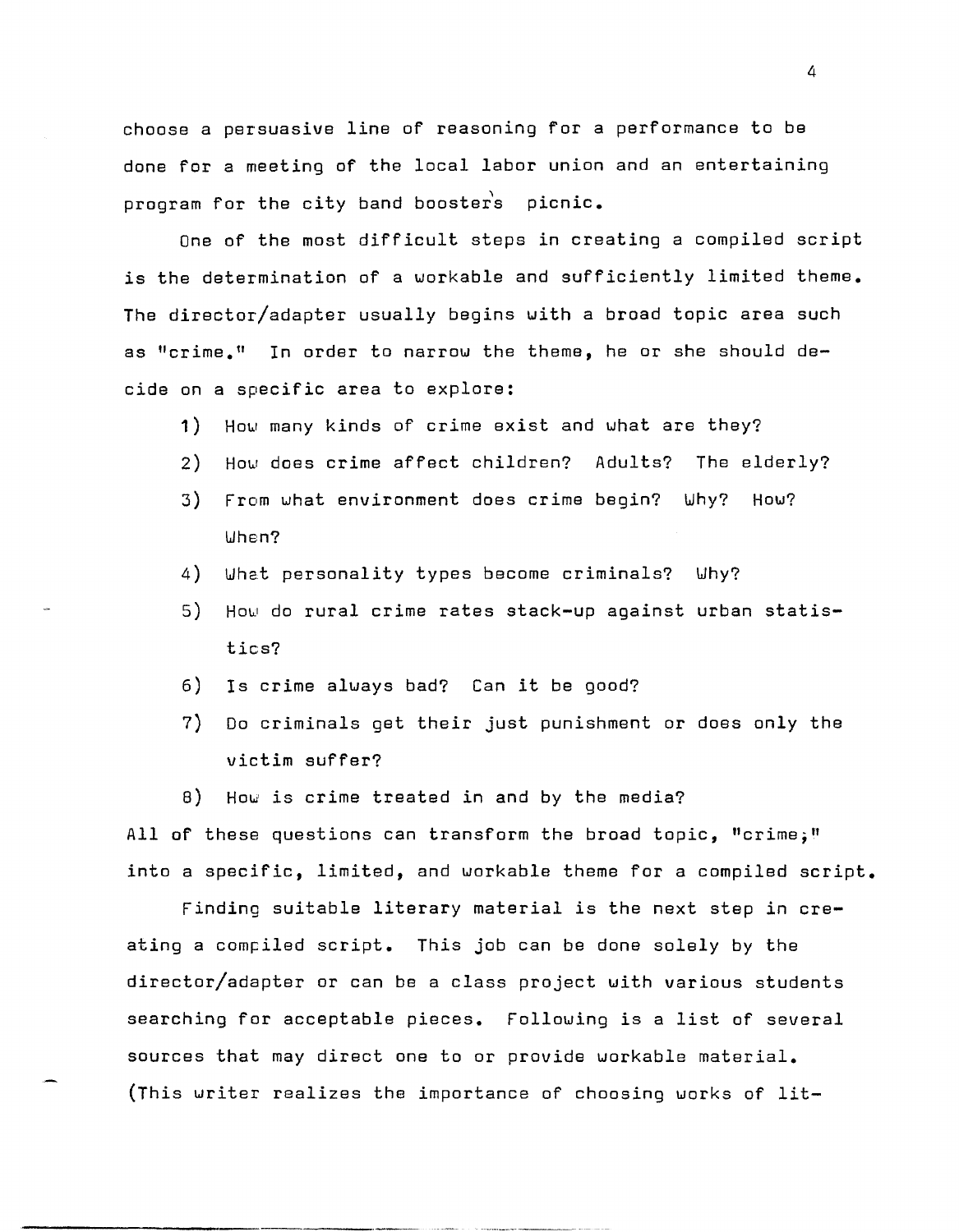choose a persuasive line of reasoning for a performance to be done for a meeting of the local labor union and an entertaining program for the city band booster's picnic.

One of the most difficult steps in creating a compiled script is the determination of a workable and sufficiently limited theme. The director/adapter usually begins with a broad topic area such as "crime." In order to narrow the theme, he or she should decide on a specific area to explore:

1) How many kinds of crime exist and what are they?
2) How does crime affect children? Adults? The elderly?
3) From what environment does crime begin? Why? How? When?
4) What personality types become criminals? Why?
5) How do rural crime rates stack-up against urban statistics?
6) Is crime always bad? Can it be good?
7) Do criminals get their just punishment or does only the victim suffer?
8) How is crime treated in and by the media?

All of these questions can transform the broad topic, "crime;" into a specific, limited, and workable theme for a compiled script.

Finding suitable literary material is the next step in creating a compiled script. This job can be done solely by the director/adapter or can be a class project with various students searching for acceptable pieces. Following is a list of several sources that may direct one to or provide workable material. (This writer realizes the importance of choosing works of lit-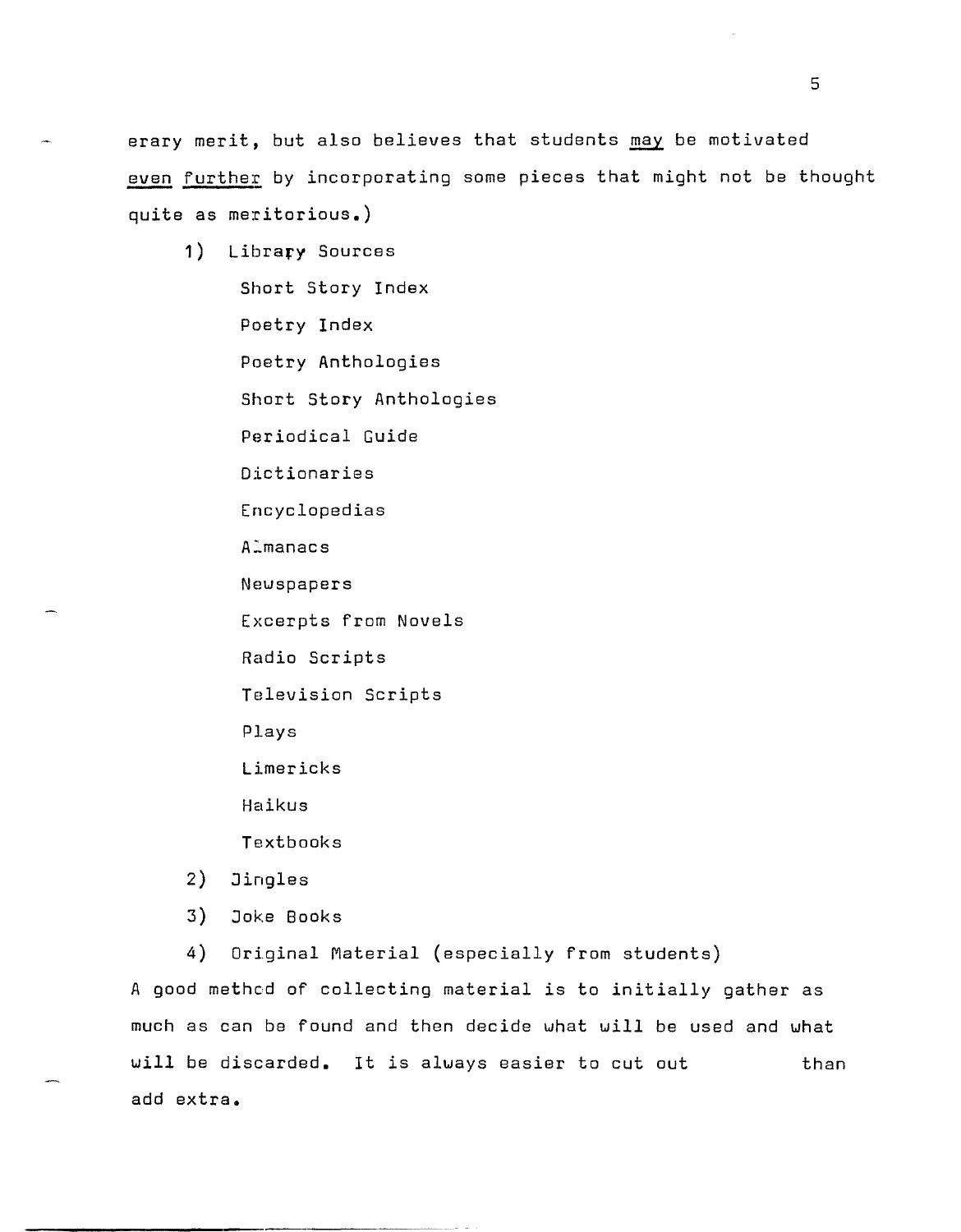erary merit, but also believes that students <u>may</u> be motivated <u>even further</u> by incorporating some pieces that might not be thought quite as meritorious.)

1) Library Sources
   - Short Story Index
   - Poetry Index
   - Poetry Anthologies
   - Short Story Anthologies
   - Periodical Guide
   - Dictionaries
   - Encyclopedias
   - Almanacs
   - Newspapers
   - Excerpts from Novels
   - Radio Scripts
   - Television Scripts
   - Plays
   - Limericks
   - Haikus
   - Textbooks
2) Jingles
3) Joke Books
4) Original Material (especially from students)

A good method of collecting material is to initially gather as much as can be found and then decide what will be used and what will be discarded. It is always easier to cut out than add extra.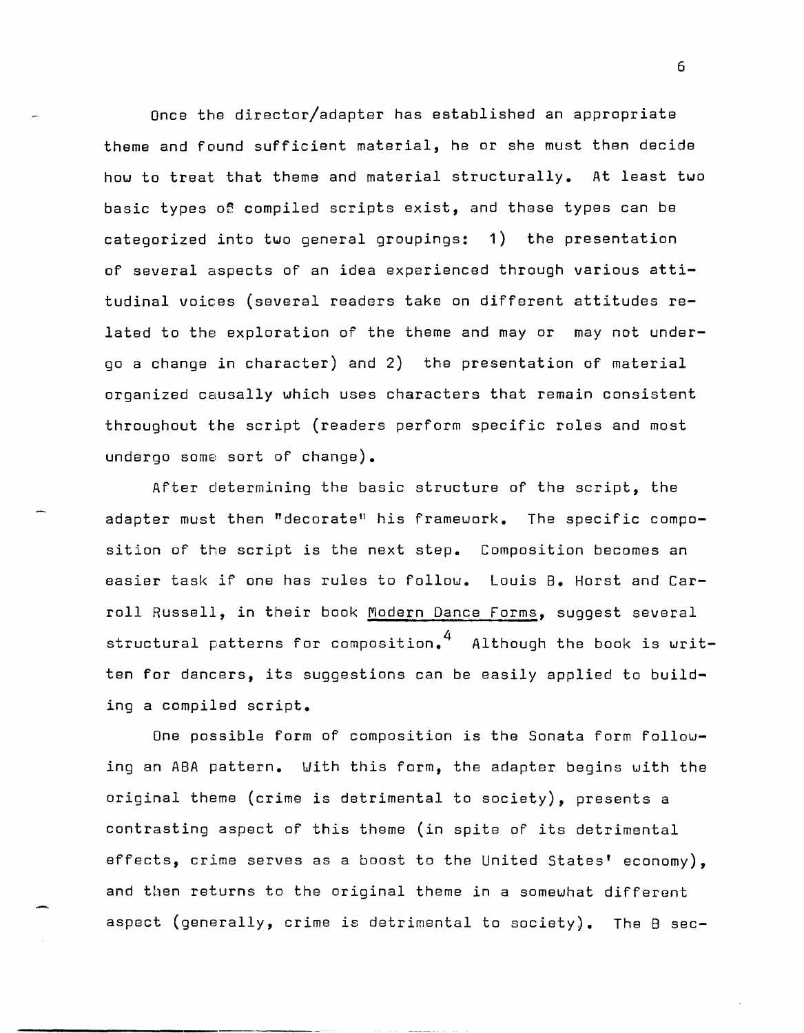Once the director/adapter has established an appropriate theme and found sufficient material, he or she must then decide how to treat that theme and material structurally. At least two basic types of compiled scripts exist, and these types can be categorized into two general groupings: 1) the presentation of several aspects of an idea experienced through various attitudinal voices (several readers take on different attitudes related to the exploration of the theme and may or may not undergo a change in character) and 2) the presentation of material organized causally which uses characters that remain consistent throughout the script (readers perform specific roles and most undergo some sort of change).

After determining the basic structure of the script, the adapter must then "decorate" his framework. The specific composition of the script is the next step. Composition becomes an easier task if one has rules to follow. Louis B. Horst and Carroll Russell, in their book Modern Dance Forms, suggest several structural patterns for composition.[4] Although the book is written for dancers, its suggestions can be easily applied to building a compiled script.

One possible form of composition is the Sonata form following an ABA pattern. With this form, the adapter begins with the original theme (crime is detrimental to society), presents a contrasting aspect of this theme (in spite of its detrimental effects, crime serves as a boost to the United States' economy), and then returns to the original theme in a somewhat different aspect (generally, crime is detrimental to society). The B sec-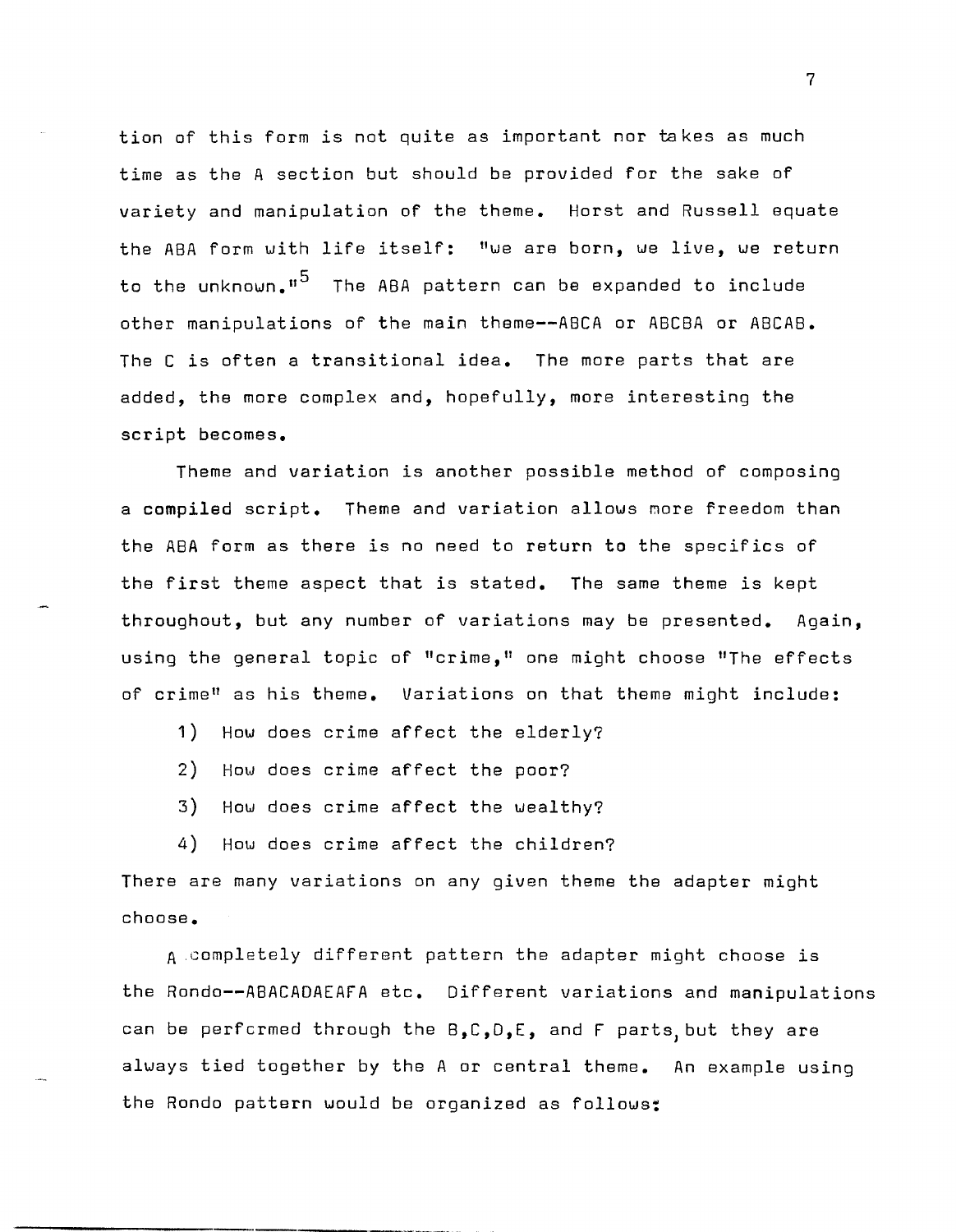tion of this form is not quite as important nor takes as much time as the A section but should be provided for the sake of variety and manipulation of the theme. Horst and Russell equate the ABA form with life itself: "we are born, we live, we return to the unknown."[5] The ABA pattern can be expanded to include other manipulations of the main theme--ABCA or ABCBA or ABCAB. The C is often a transitional idea. The more parts that are added, the more complex and, hopefully, more interesting the script becomes.

Theme and variation is another possible method of composing a compiled script. Theme and variation allows more freedom than the ABA form as there is no need to return to the specifics of the first theme aspect that is stated. The same theme is kept throughout, but any number of variations may be presented. Again, using the general topic of "crime," one might choose "The effects of crime" as his theme. Variations on that theme might include:

1) How does crime affect the elderly?
2) How does crime affect the poor?
3) How does crime affect the wealthy?
4) How does crime affect the children?

There are many variations on any given theme the adapter might choose.

A completely different pattern the adapter might choose is the Rondo--ABACADAEAFA etc. Different variations and manipulations can be performed through the B,C,D,E, and F parts, but they are always tied together by the A or central theme. An example using the Rondo pattern would be organized as follows: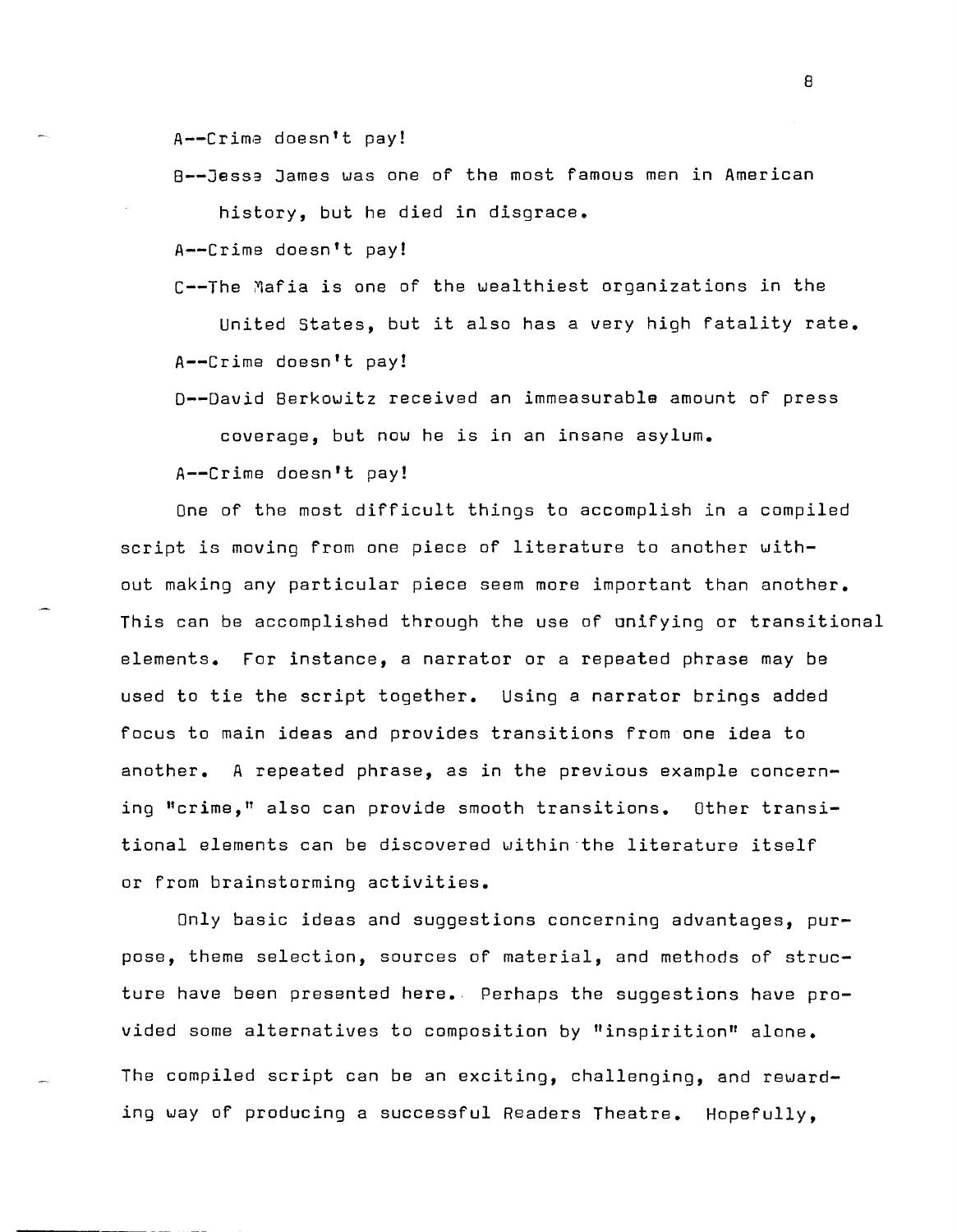A--Crime doesn't pay!

B--Jesse James was one of the most famous men in American history, but he died in disgrace.

A--Crime doesn't pay!

C--The Mafia is one of the wealthiest organizations in the United States, but it also has a very high fatality rate.

A--Crime doesn't pay!

D--David Berkowitz received an immeasurable amount of press coverage, but now he is in an insane asylum.

A--Crime doesn't pay!

One of the most difficult things to accomplish in a compiled script is moving from one piece of literature to another without making any particular piece seem more important than another. This can be accomplished through the use of unifying or transitional elements. For instance, a narrator or a repeated phrase may be used to tie the script together. Using a narrator brings added focus to main ideas and provides transitions from one idea to another. A repeated phrase, as in the previous example concerning "crime," also can provide smooth transitions. Other transitional elements can be discovered within the literature itself or from brainstorming activities.

Only basic ideas and suggestions concerning advantages, purpose, theme selection, sources of material, and methods of structure have been presented here. Perhaps the suggestions have provided some alternatives to composition by "inspirition" alone. The compiled script can be an exciting, challenging, and rewarding way of producing a successful Readers Theatre. Hopefully,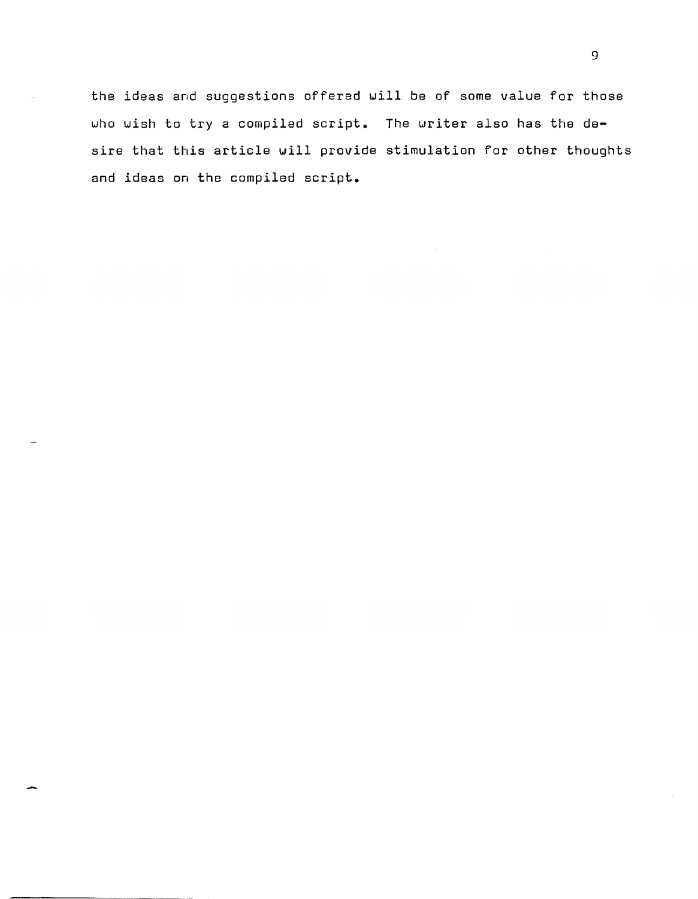the ideas and suggestions offered will be of some value for those who wish to try a compiled script. The writer also has the desire that this article will provide stimulation for other thoughts and ideas on the compiled script.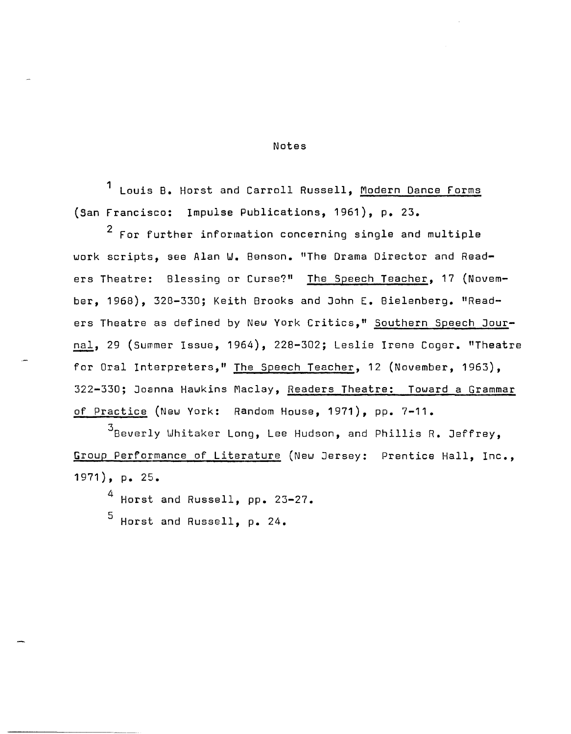## Notes

[1] Louis B. Horst and Carroll Russell, Modern Dance Forms (San Francisco: Impulse Publications, 1961), p. 23.

[2] For further information concerning single and multiple work scripts, see Alan W. Benson. "The Drama Director and Readers Theatre: Blessing or Curse?" The Speech Teacher, 17 (November, 1968), 328-330; Keith Brooks and John E. Bielenberg. "Readers Theatre as defined by New York Critics," Southern Speech Journal, 29 (Summer Issue, 1964), 228-302; Leslie Irene Coger. "Theatre for Oral Interpreters," The Speech Teacher, 12 (November, 1963), 322-330; Joanna Hawkins Maclay, Readers Theatre: Toward a Grammar of Practice (New York: Random House, 1971), pp. 7-11.

[3] Beverly Whitaker Long, Lee Hudson, and Phillis R. Jeffrey, Group Performance of Literature (New Jersey: Prentice Hall, Inc., 1971), p. 25.

[4] Horst and Russell, pp. 23-27.

[5] Horst and Russell, p. 24.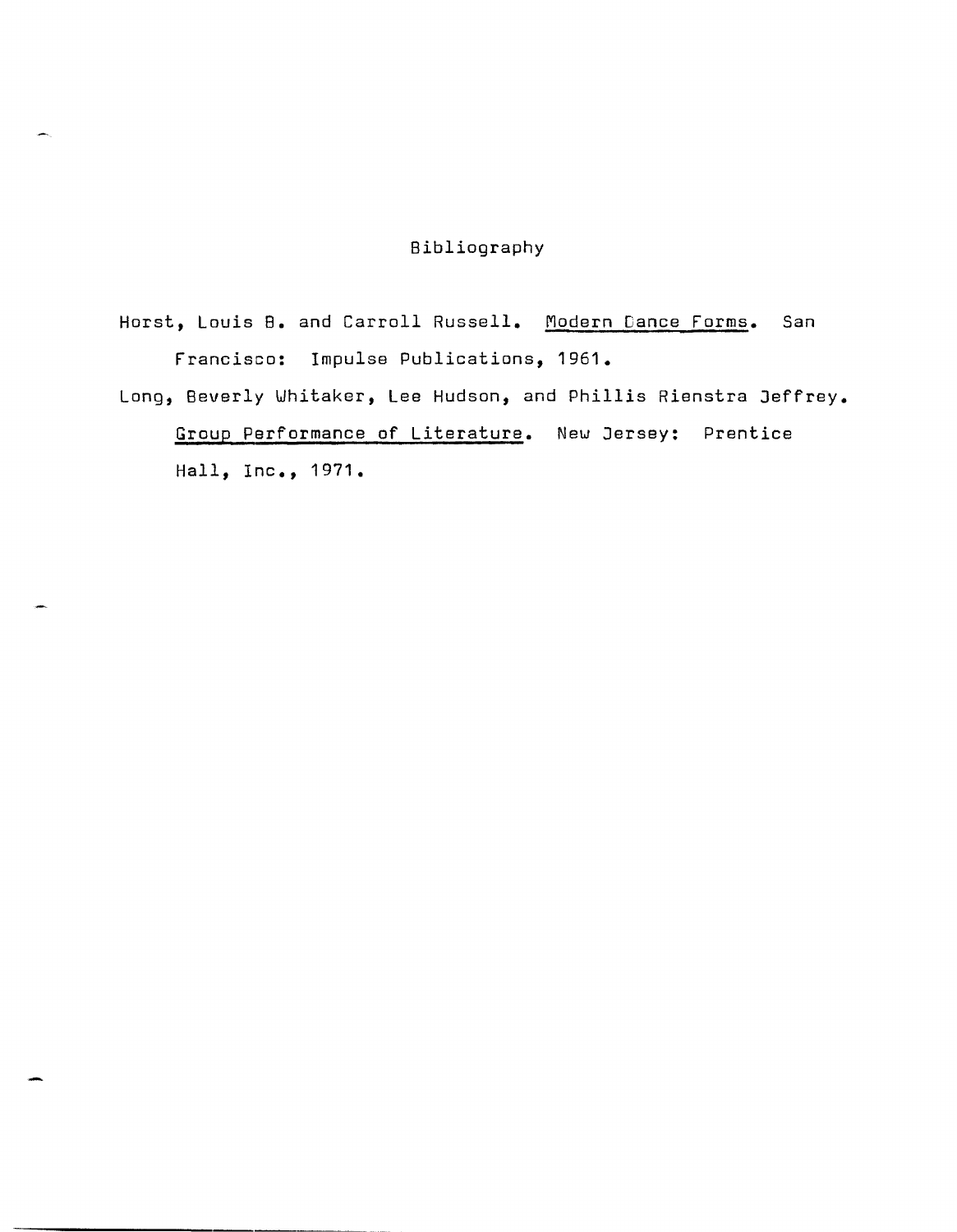# Bibliography

Horst, Louis B. and Carroll Russell. Modern Dance Forms. San Francisco: Impulse Publications, 1961.

Long, Beverly Whitaker, Lee Hudson, and Phillis Rienstra Jeffrey. Group Performance of Literature. New Jersey: Prentice Hall, Inc., 1971.